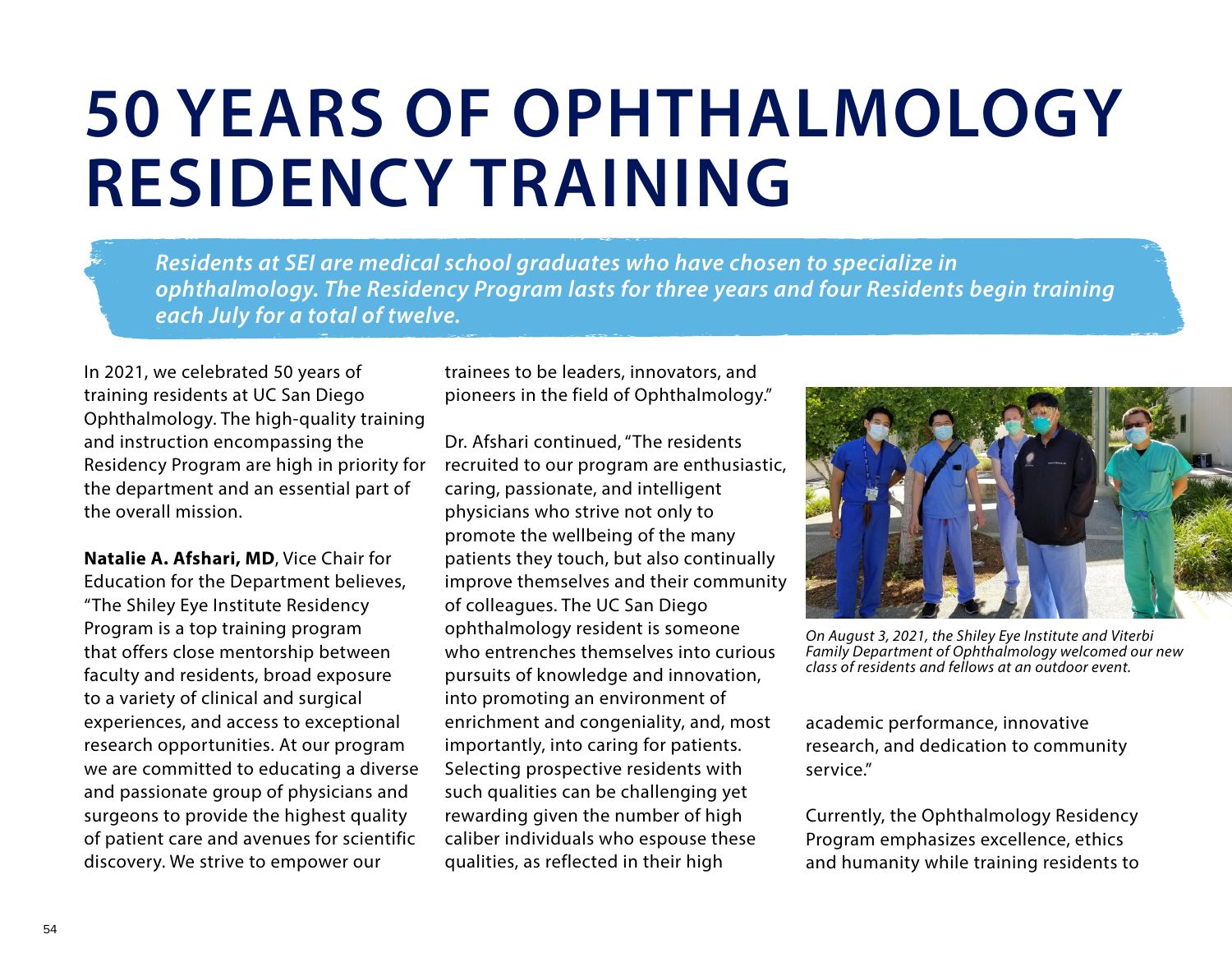# 50 YEARS OF OPHTHALMOLOGY RESIDENCY TRAINING

***Residents at SEI are medical school graduates who have chosen to specialize in ophthalmology. The Residency Program lasts for three years and four Residents begin training each July for a total of twelve.***

In 2021, we celebrated 50 years of training residents at UC San Diego Ophthalmology. The high-quality training and instruction encompassing the Residency Program are high in priority for the department and an essential part of the overall mission.

**Natalie A. Afshari, MD**, Vice Chair for Education for the Department believes, "The Shiley Eye Institute Residency Program is a top training program that offers close mentorship between faculty and residents, broad exposure to a variety of clinical and surgical experiences, and access to exceptional research opportunities. At our program we are committed to educating a diverse and passionate group of physicians and surgeons to provide the highest quality of patient care and avenues for scientific discovery. We strive to empower our trainees to be leaders, innovators, and pioneers in the field of Ophthalmology."

Dr. Afshari continued, "The residents recruited to our program are enthusiastic, caring, passionate, and intelligent physicians who strive not only to promote the wellbeing of the many patients they touch, but also continually improve themselves and their community of colleagues. The UC San Diego ophthalmology resident is someone who entrenches themselves into curious pursuits of knowledge and innovation, into promoting an environment of enrichment and congeniality, and, most importantly, into caring for patients. Selecting prospective residents with such qualities can be challenging yet rewarding given the number of high caliber individuals who espouse these qualities, as reflected in their high academic performance, innovative research, and dedication to community service."

*On August 3, 2021, the Shiley Eye Institute and Viterbi Family Department of Ophthalmology welcomed our new class of residents and fellows at an outdoor event.*

Currently, the Ophthalmology Residency Program emphasizes excellence, ethics and humanity while training residents to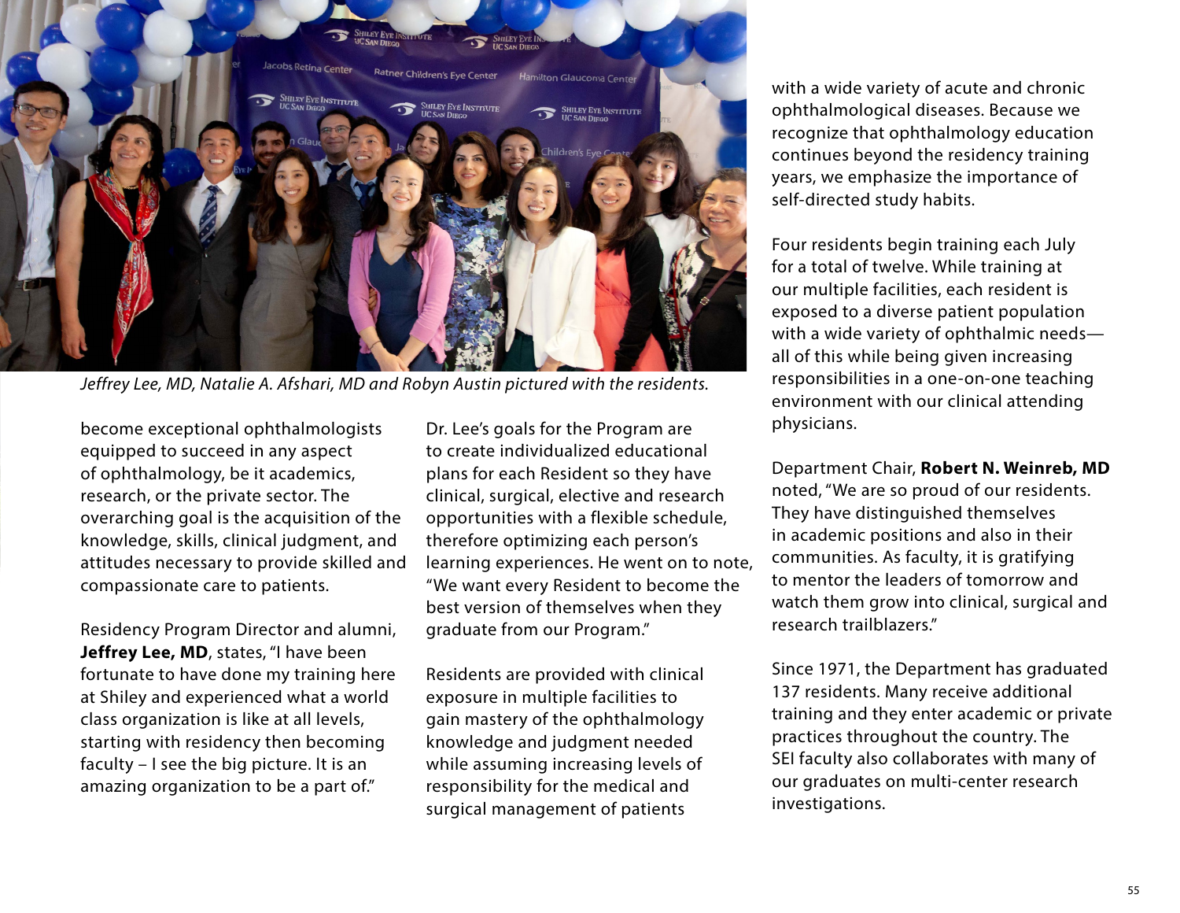*Jeffrey Lee, MD, Natalie A. Afshari, MD and Robyn Austin pictured with the residents.*

become exceptional ophthalmologists equipped to succeed in any aspect of ophthalmology, be it academics, research, or the private sector. The overarching goal is the acquisition of the knowledge, skills, clinical judgment, and attitudes necessary to provide skilled and compassionate care to patients.

Residency Program Director and alumni, **Jeffrey Lee, MD**, states, "I have been fortunate to have done my training here at Shiley and experienced what a world class organization is like at all levels, starting with residency then becoming faculty – I see the big picture. It is an amazing organization to be a part of."

Dr. Lee's goals for the Program are to create individualized educational plans for each Resident so they have clinical, surgical, elective and research opportunities with a flexible schedule, therefore optimizing each person's learning experiences. He went on to note, "We want every Resident to become the best version of themselves when they graduate from our Program."

Residents are provided with clinical exposure in multiple facilities to gain mastery of the ophthalmology knowledge and judgment needed while assuming increasing levels of responsibility for the medical and surgical management of patients with a wide variety of acute and chronic ophthalmological diseases. Because we recognize that ophthalmology education continues beyond the residency training years, we emphasize the importance of self-directed study habits.

Four residents begin training each July for a total of twelve. While training at our multiple facilities, each resident is exposed to a diverse patient population with a wide variety of ophthalmic needs—all of this while being given increasing responsibilities in a one-on-one teaching environment with our clinical attending physicians.

Department Chair, **Robert N. Weinreb, MD** noted, "We are so proud of our residents. They have distinguished themselves in academic positions and also in their communities. As faculty, it is gratifying to mentor the leaders of tomorrow and watch them grow into clinical, surgical and research trailblazers."

Since 1971, the Department has graduated 137 residents. Many receive additional training and they enter academic or private practices throughout the country. The SEI faculty also collaborates with many of our graduates on multi-center research investigations.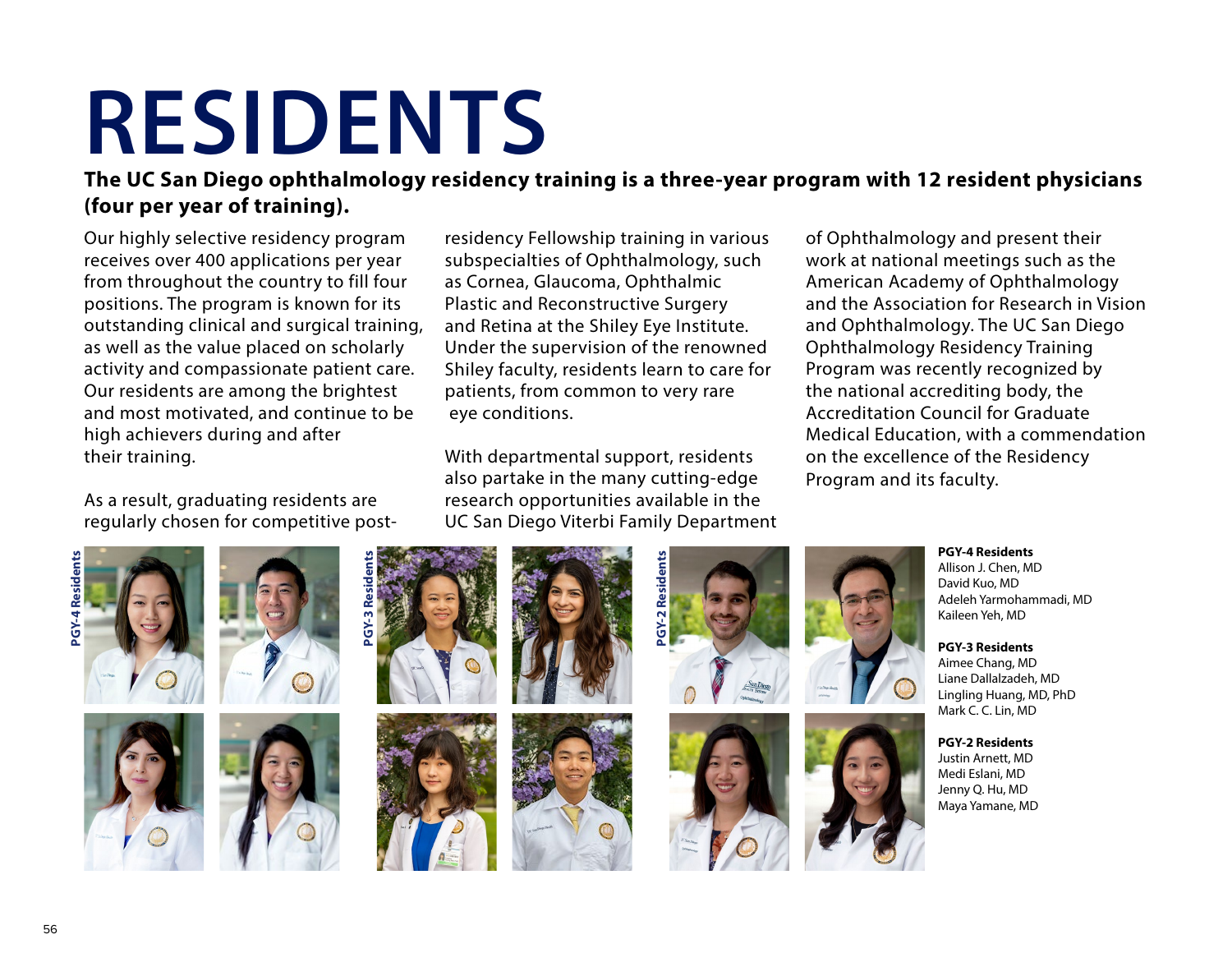# RESIDENTS

**The UC San Diego ophthalmology residency training is a three-year program with 12 resident physicians (four per year of training).**

Our highly selective residency program receives over 400 applications per year from throughout the country to fill four positions. The program is known for its outstanding clinical and surgical training, as well as the value placed on scholarly activity and compassionate patient care. Our residents are among the brightest and most motivated, and continue to be high achievers during and after their training.

As a result, graduating residents are regularly chosen for competitive post-residency Fellowship training in various subspecialties of Ophthalmology, such as Cornea, Glaucoma, Ophthalmic Plastic and Reconstructive Surgery and Retina at the Shiley Eye Institute. Under the supervision of the renowned Shiley faculty, residents learn to care for patients, from common to very rare eye conditions.

With departmental support, residents also partake in the many cutting-edge research opportunities available in the UC San Diego Viterbi Family Department of Ophthalmology and present their work at national meetings such as the American Academy of Ophthalmology and the Association for Research in Vision and Ophthalmology. The UC San Diego Ophthalmology Residency Training Program was recently recognized by the national accrediting body, the Accreditation Council for Graduate Medical Education, with a commendation on the excellence of the Residency Program and its faculty.

PGY-4 Residents

PGY-3 Residents

PGY-2 Residents

**PGY-4 Residents**
Allison J. Chen, MD
David Kuo, MD
Adeleh Yarmohammadi, MD
Kaileen Yeh, MD

**PGY-3 Residents**
Aimee Chang, MD
Liane Dallalzadeh, MD
Lingling Huang, MD, PhD
Mark C. C. Lin, MD

**PGY-2 Residents**
Justin Arnett, MD
Medi Eslani, MD
Jenny Q. Hu, MD
Maya Yamane, MD